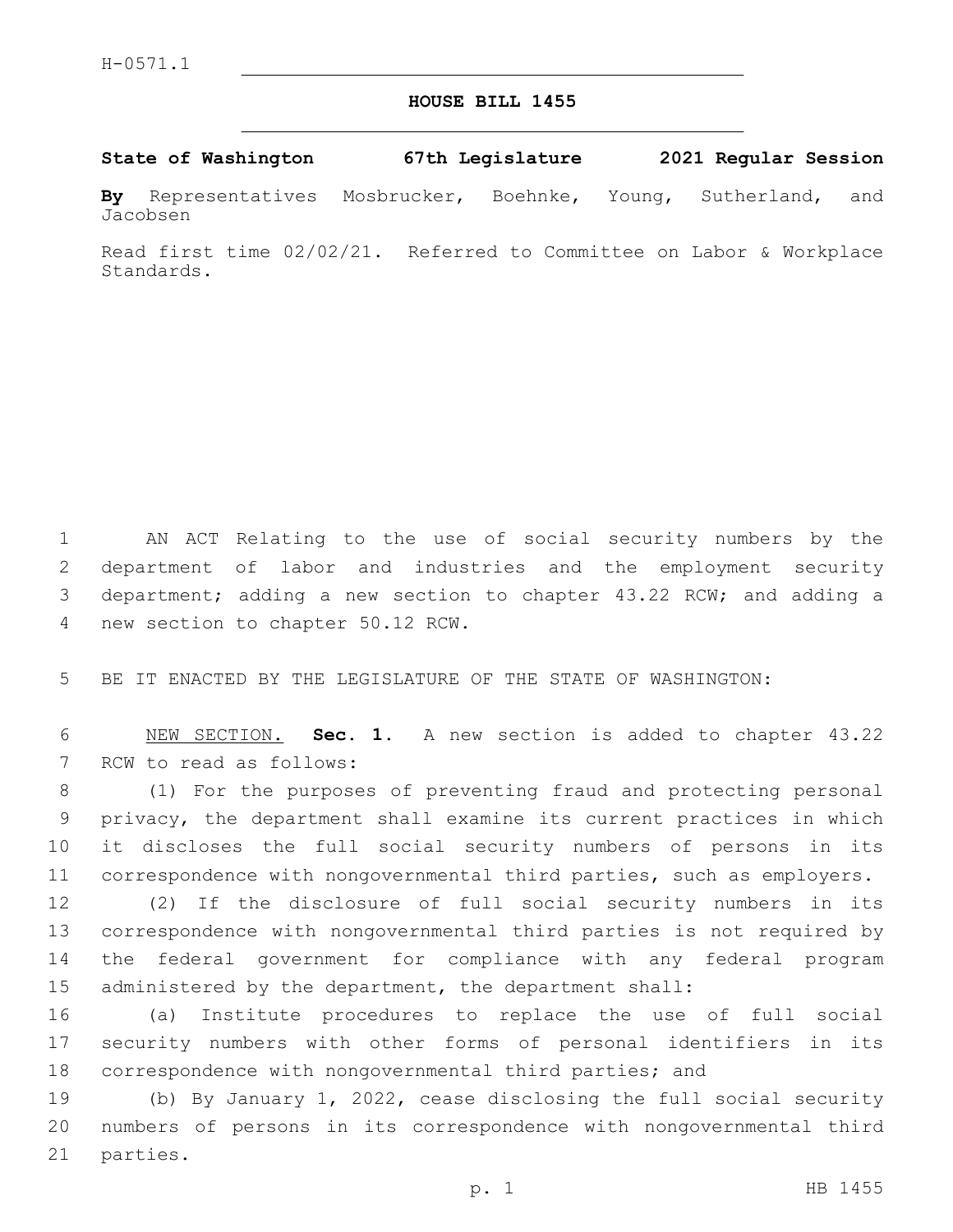H-0571.1

# HOUSE BILL 1455

**State of Washington 67th Legislature 2021 Regular Session**

**By** Representatives Mosbrucker, Boehnke, Young, Sutherland, and Jacobsen

Read first time 02/02/21. Referred to Committee on Labor & Workplace Standards.

AN ACT Relating to the use of social security numbers by the department of labor and industries and the employment security department; adding a new section to chapter 43.22 RCW; and adding a new section to chapter 50.12 RCW.

BE IT ENACTED BY THE LEGISLATURE OF THE STATE OF WASHINGTON:

NEW SECTION. **Sec. 1.** A new section is added to chapter 43.22 RCW to read as follows:

(1) For the purposes of preventing fraud and protecting personal privacy, the department shall examine its current practices in which it discloses the full social security numbers of persons in its correspondence with nongovernmental third parties, such as employers.

(2) If the disclosure of full social security numbers in its correspondence with nongovernmental third parties is not required by the federal government for compliance with any federal program administered by the department, the department shall:

(a) Institute procedures to replace the use of full social security numbers with other forms of personal identifiers in its correspondence with nongovernmental third parties; and

(b) By January 1, 2022, cease disclosing the full social security numbers of persons in its correspondence with nongovernmental third parties.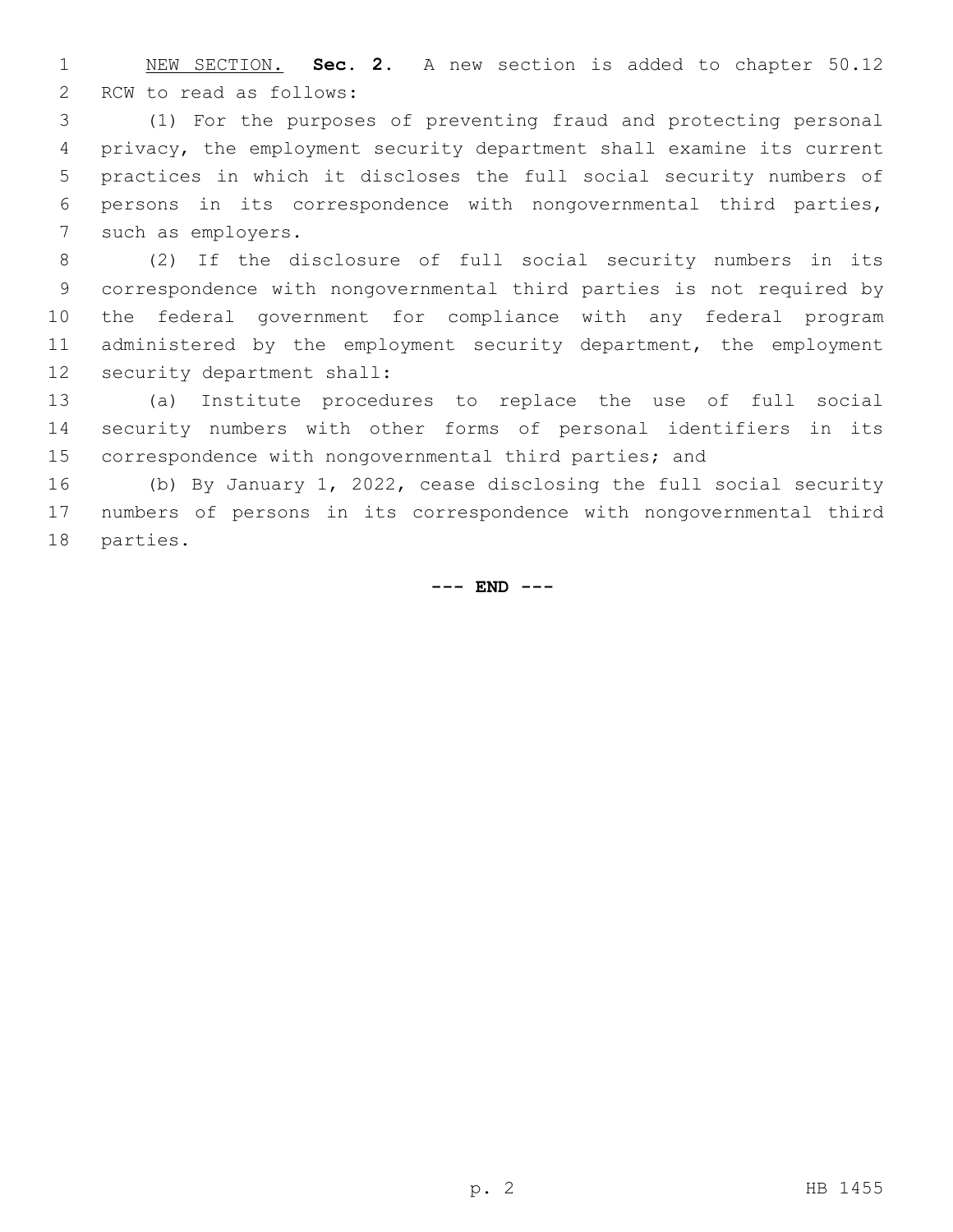NEW SECTION. **Sec. 2.** A new section is added to chapter 50.12 RCW to read as follows:

(1) For the purposes of preventing fraud and protecting personal privacy, the employment security department shall examine its current practices in which it discloses the full social security numbers of persons in its correspondence with nongovernmental third parties, such as employers.

(2) If the disclosure of full social security numbers in its correspondence with nongovernmental third parties is not required by the federal government for compliance with any federal program administered by the employment security department, the employment security department shall:

(a) Institute procedures to replace the use of full social security numbers with other forms of personal identifiers in its correspondence with nongovernmental third parties; and

(b) By January 1, 2022, cease disclosing the full social security numbers of persons in its correspondence with nongovernmental third parties.

**--- END ---**